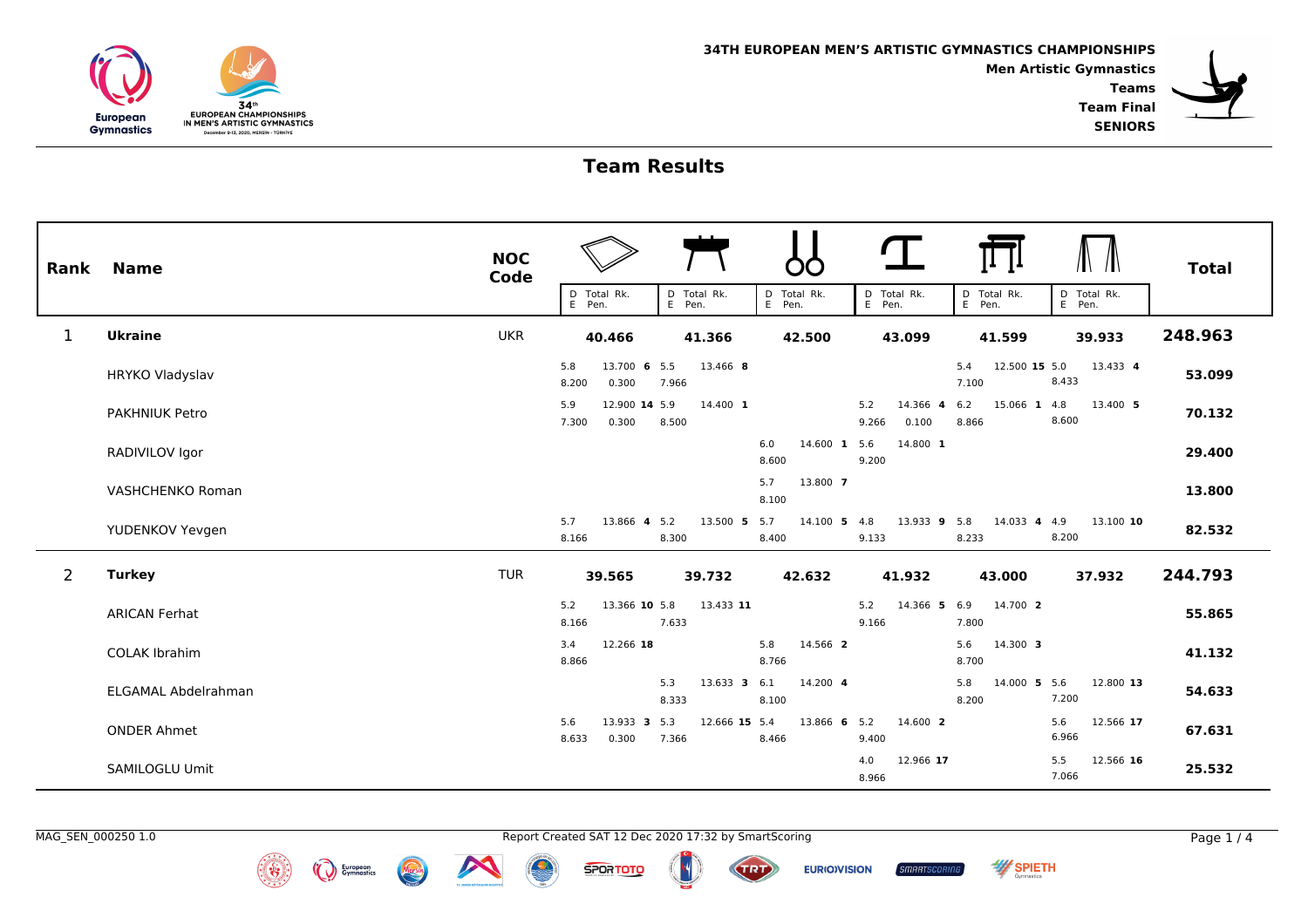**34TH EUROPEAN MEN'S ARTISTIC GYMNASTICS CHAMPIONSHIPS**
**Men Artistic Gymnastics**
**Teams**
**Team Final**
**SENIORS**

## Team Results

| Rank | Name | NOC Code | D / E | Total / Pen. | Rk. | D / E | Total / Pen. | Rk. | D / E | Total / Pen. | Rk. | D / E | Total / Pen. | Rk. | D / E | Total / Pen. | Rk. | D / E | Total / Pen. | Rk. | Total |
|---|---|---|---|---|---|---|---|---|---|---|---|---|---|---|---|---|---|---|---|---|---|
| 1 | **Ukraine** | UKR | | **40.466** | | | **41.366** | | | **42.500** | | | **43.099** | | | **41.599** | | | **39.933** | | **248.963** |
| | HRYKO Vladyslav | | 5.8 / 8.200 | 13.700 / 0.300 | **6** | 5.5 / 7.966 | 13.466 | **8** | | | | | | | 5.4 / 7.100 | 12.500 | **15** | 5.0 / 8.433 | 13.433 | **4** | **53.099** |
| | PAKHNIUK Petro | | 5.9 / 7.300 | 12.900 / 0.300 | **14** | 5.9 / 8.500 | 14.400 | **1** | | | | 5.2 / 9.266 | 14.366 / 0.100 | **4** | 6.2 / 8.866 | 15.066 | **1** | 4.8 / 8.600 | 13.400 | **5** | **70.132** |
| | RADIVILOV Igor | | | | | | | | 6.0 / 8.600 | 14.600 | **1** | 5.6 / 9.200 | 14.800 | **1** | | | | | | | **29.400** |
| | VASHCHENKO Roman | | | | | | | | 5.7 / 8.100 | 13.800 | **7** | | | | | | | | | | **13.800** |
| | YUDENKOV Yevgen | | 5.7 / 8.166 | 13.866 | **4** | 5.2 / 8.300 | 13.500 | **5** | 5.7 / 8.400 | 14.100 | **5** | 4.8 / 9.133 | 13.933 | **9** | 5.8 / 8.233 | 14.033 | **4** | 4.9 / 8.200 | 13.100 | **10** | **82.532** |
| 2 | **Turkey** | TUR | | **39.565** | | | **39.732** | | | **42.632** | | | **41.932** | | | **43.000** | | | **37.932** | | **244.793** |
| | ARICAN Ferhat | | 5.2 / 8.166 | 13.366 | **10** | 5.8 / 7.633 | 13.433 | **11** | | | | 5.2 / 9.166 | 14.366 | **5** | 6.9 / 7.800 | 14.700 | **2** | | | | **55.865** |
| | COLAK Ibrahim | | 3.4 / 8.866 | 12.266 | **18** | | | | 5.8 / 8.766 | 14.566 | **2** | | | | 5.6 / 8.700 | 14.300 | **3** | | | | **41.132** |
| | ELGAMAL Abdelrahman | | | | | 5.3 / 8.333 | 13.633 | **3** | 6.1 / 8.100 | 14.200 | **4** | | | | 5.8 / 8.200 | 14.000 | **5** | 5.6 / 7.200 | 12.800 | **13** | **54.633** |
| | ONDER Ahmet | | 5.6 / 8.633 | 13.933 / 0.300 | **3** | 5.3 / 7.366 | 12.666 | **15** | 5.4 / 8.466 | 13.866 | **6** | 5.2 / 9.400 | 14.600 | **2** | | | | 5.6 / 6.966 | 12.566 | **17** | **67.631** |
| | SAMILOGLU Umit | | | | | | | | | | | 4.0 / 8.966 | 12.966 | **17** | | | | 5.5 / 7.066 | 12.566 | **16** | **25.532** |

MAG_SEN_000250 1.0

Report Created SAT 12 Dec 2020 17:32 by SmartScoring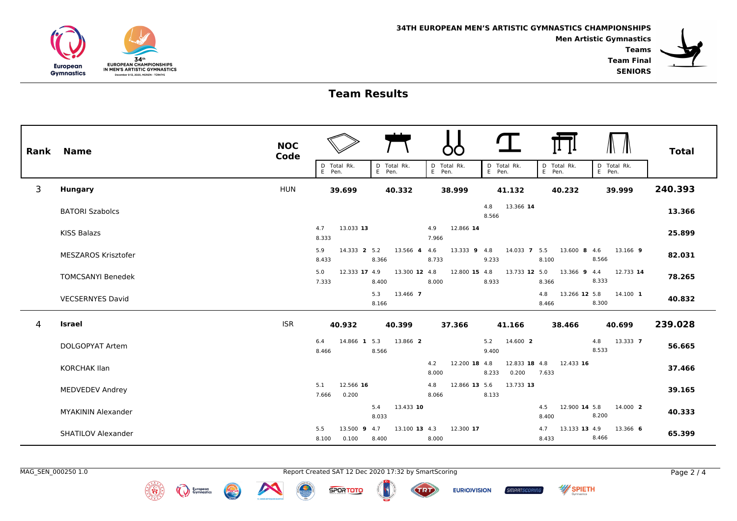34TH EUROPEAN MEN'S ARTISTIC GYMNASTICS CHAMPIONSHIPS
Men Artistic Gymnastics
Teams
Team Final
SENIORS

## Team Results

| Rank | Name | NOC Code | Floor D / E | Floor Total | Floor Pen. / Rk. | Pommel D / E | Pommel Total | Pommel Pen. / Rk. | Rings D / E | Rings Total | Rings Pen. / Rk. | Vault D / E | Vault Total | Vault Pen. / Rk. | P. Bars D / E | P. Bars Total | P. Bars Pen. / Rk. | H. Bar D / E | H. Bar Total | H. Bar Pen. / Rk. | Total |
|---|---|---|---|---|---|---|---|---|---|---|---|---|---|---|---|---|---|---|---|---|---|
| 3 | **Hungary** | HUN | | **39.699** | | | **40.332** | | | **38.999** | | | **41.132** | | | **40.232** | | | **39.999** | | **240.393** |
| | BATORI Szabolcs | | | | | | | | | | | 4.8 / 8.566 | 13.366 | **14** | | | | | | | **13.366** |
| | KISS Balazs | | 4.7 / 8.333 | 13.033 | **13** | | | | 4.9 / 7.966 | 12.866 | **14** | | | | | | | | | | **25.899** |
| | MESZAROS Krisztofer | | 5.9 / 8.433 | 14.333 | **2** | 5.2 / 8.366 | 13.566 | **4** | 4.6 / 8.733 | 13.333 | **9** | 4.8 / 9.233 | 14.033 | **7** | 5.5 / 8.100 | 13.600 | **8** | 4.6 / 8.566 | 13.166 | **9** | **82.031** |
| | TOMCSANYI Benedek | | 5.0 / 7.333 | 12.333 | **17** | 4.9 / 8.400 | 13.300 | **12** | 4.8 / 8.000 | 12.800 | **15** | 4.8 / 8.933 | 13.733 | **12** | 5.0 / 8.366 | 13.366 | **9** | 4.4 / 8.333 | 12.733 | **14** | **78.265** |
| | VECSERNYES David | | | | | 5.3 / 8.166 | 13.466 | **7** | | | | | | | 4.8 / 8.466 | 13.266 | **12** | 5.8 / 8.300 | 14.100 | **1** | **40.832** |
| 4 | **Israel** | ISR | | **40.932** | | | **40.399** | | | **37.366** | | | **41.166** | | | **38.466** | | | **40.699** | | **239.028** |
| | DOLGOPYAT Artem | | 6.4 / 8.466 | 14.866 | **1** | 5.3 / 8.566 | 13.866 | **2** | | | | 5.2 / 9.400 | 14.600 | **2** | | | | 4.8 / 8.533 | 13.333 | **7** | **56.665** |
| | KORCHAK Ilan | | | | | | | | 4.2 / 8.000 | 12.200 | **18** | 4.8 / 8.233 | 12.833 | 0.200 / **18** | 4.8 / 7.633 | 12.433 | **16** | | | | **37.466** |
| | MEDVEDEV Andrey | | 5.1 / 7.666 | 12.566 | 0.200 / **16** | | | | 4.8 / 8.066 | 12.866 | **13** | 5.6 / 8.133 | 13.733 | **13** | | | | | | | **39.165** |
| | MYAKININ Alexander | | | | | 5.4 / 8.033 | 13.433 | **10** | | | | | | | 4.5 / 8.400 | 12.900 | **14** | 5.8 / 8.200 | 14.000 | **2** | **40.333** |
| | SHATILOV Alexander | | 5.5 / 8.100 | 13.500 | 0.100 / **9** | 4.7 / 8.400 | 13.100 | **13** | 4.3 / 8.000 | 12.300 | **17** | | | | 4.7 / 8.433 | 13.133 | **13** | 4.9 / 8.466 | 13.366 | **6** | **65.399** |

MAG_SEN_000250 1.0

Report Created SAT 12 Dec 2020 17:32 by SmartScoring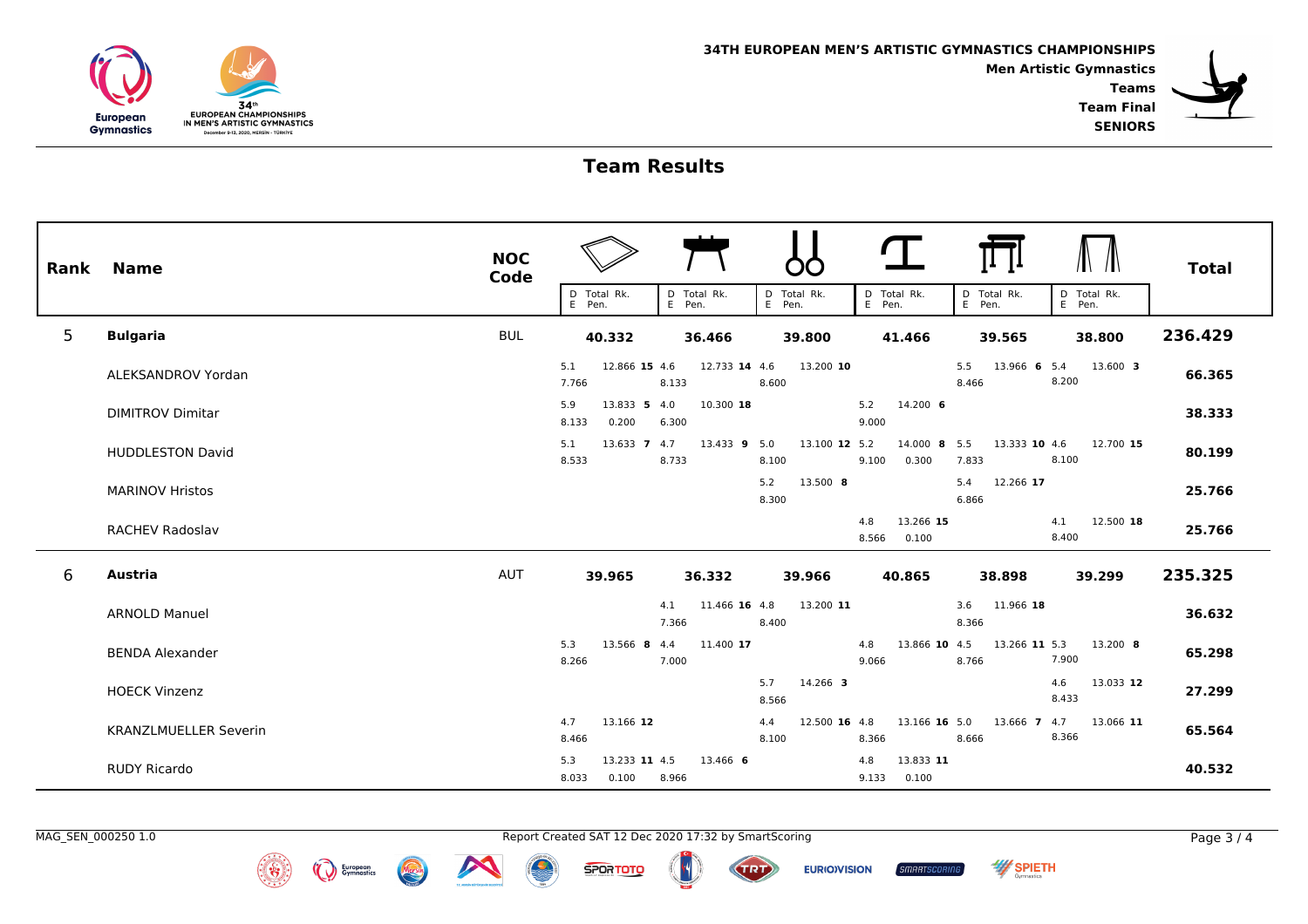34TH EUROPEAN MEN'S ARTISTIC GYMNASTICS CHAMPIONSHIPS

Men Artistic Gymnastics

Teams

Team Final

SENIORS

## Team Results

| Rank | Name | NOC Code | Floor D | Floor Total | Floor Rk. | Pommel Horse D | Pommel Horse Total | Pommel Horse Rk. | Rings D | Rings Total | Rings Rk. | Vault D | Vault Total | Vault Rk. | Parallel Bars D | Parallel Bars Total | Parallel Bars Rk. | Horizontal Bar D | Horizontal Bar Total | Horizontal Bar Rk. | Total |
|---|---|---|---|---|---|---|---|---|---|---|---|---|---|---|---|---|---|---|---|---|---|
| | | | E | Pen. | | E | Pen. | | E | Pen. | | E | Pen. | | E | Pen. | | E | Pen. | | |
| 5 | **Bulgaria** | BUL | | **40.332** | | | **36.466** | | | **39.800** | | | **41.466** | | | **39.565** | | | **38.800** | | **236.429** |
| | ALEKSANDROV Yordan | | 5.1 | 12.866 | **15** | 4.6 | 12.733 | **14** | 4.6 | 13.200 | **10** | | | | 5.5 | 13.966 | **6** | 5.4 | 13.600 | **3** | **66.365** |
| | | | 7.766 | | | 8.133 | | | 8.600 | | | | | | 8.466 | | | 8.200 | | | |
| | DIMITROV Dimitar | | 5.9 | 13.833 | **5** | 4.0 | 10.300 | **18** | | | | 5.2 | 14.200 | **6** | | | | | | | **38.333** |
| | | | 8.133 | 0.200 | | 6.300 | | | | | | 9.000 | | | | | | | | | |
| | HUDDLESTON David | | 5.1 | 13.633 | **7** | 4.7 | 13.433 | **9** | 5.0 | 13.100 | **12** | 5.2 | 14.000 | **8** | 5.5 | 13.333 | **10** | 4.6 | 12.700 | **15** | **80.199** |
| | | | 8.533 | | | 8.733 | | | 8.100 | | | 9.100 | 0.300 | | 7.833 | | | 8.100 | | | |
| | MARINOV Hristos | | | | | | | | 5.2 | 13.500 | **8** | | | | 5.4 | 12.266 | **17** | | | | **25.766** |
| | | | | | | | | | 8.300 | | | | | | 6.866 | | | | | | |
| | RACHEV Radoslav | | | | | | | | | | | 4.8 | 13.266 | **15** | | | | 4.1 | 12.500 | **18** | **25.766** |
| | | | | | | | | | | | | 8.566 | 0.100 | | | | | 8.400 | | | |
| 6 | **Austria** | AUT | | **39.965** | | | **36.332** | | | **39.966** | | | **40.865** | | | **38.898** | | | **39.299** | | **235.325** |
| | ARNOLD Manuel | | | | | 4.1 | 11.466 | **16** | 4.8 | 13.200 | **11** | | | | 3.6 | 11.966 | **18** | | | | **36.632** |
| | | | | | | 7.366 | | | 8.400 | | | | | | 8.366 | | | | | | |
| | BENDA Alexander | | 5.3 | 13.566 | **8** | 4.4 | 11.400 | **17** | | | | 4.8 | 13.866 | **10** | 4.5 | 13.266 | **11** | 5.3 | 13.200 | **8** | **65.298** |
| | | | 8.266 | | | 7.000 | | | | | | 9.066 | | | 8.766 | | | 7.900 | | | |
| | HOECK Vinzenz | | | | | | | | 5.7 | 14.266 | **3** | | | | | | | 4.6 | 13.033 | **12** | **27.299** |
| | | | | | | | | | 8.566 | | | | | | | | | 8.433 | | | |
| | KRANZLMUELLER Severin | | 4.7 | 13.166 | **12** | | | | 4.4 | 12.500 | **16** | 4.8 | 13.166 | **16** | 5.0 | 13.666 | **7** | 4.7 | 13.066 | **11** | **65.564** |
| | | | 8.466 | | | | | | 8.100 | | | 8.366 | | | 8.666 | | | 8.366 | | | |
| | RUDY Ricardo | | 5.3 | 13.233 | **11** | 4.5 | 13.466 | **6** | | | | 4.8 | 13.833 | **11** | | | | | | | **40.532** |
| | | | 8.033 | 0.100 | | 8.966 | | | | | | 9.133 | 0.100 | | | | | | | | |

MAG_SEN_000250 1.0

Report Created SAT 12 Dec 2020 17:32 by SmartScoring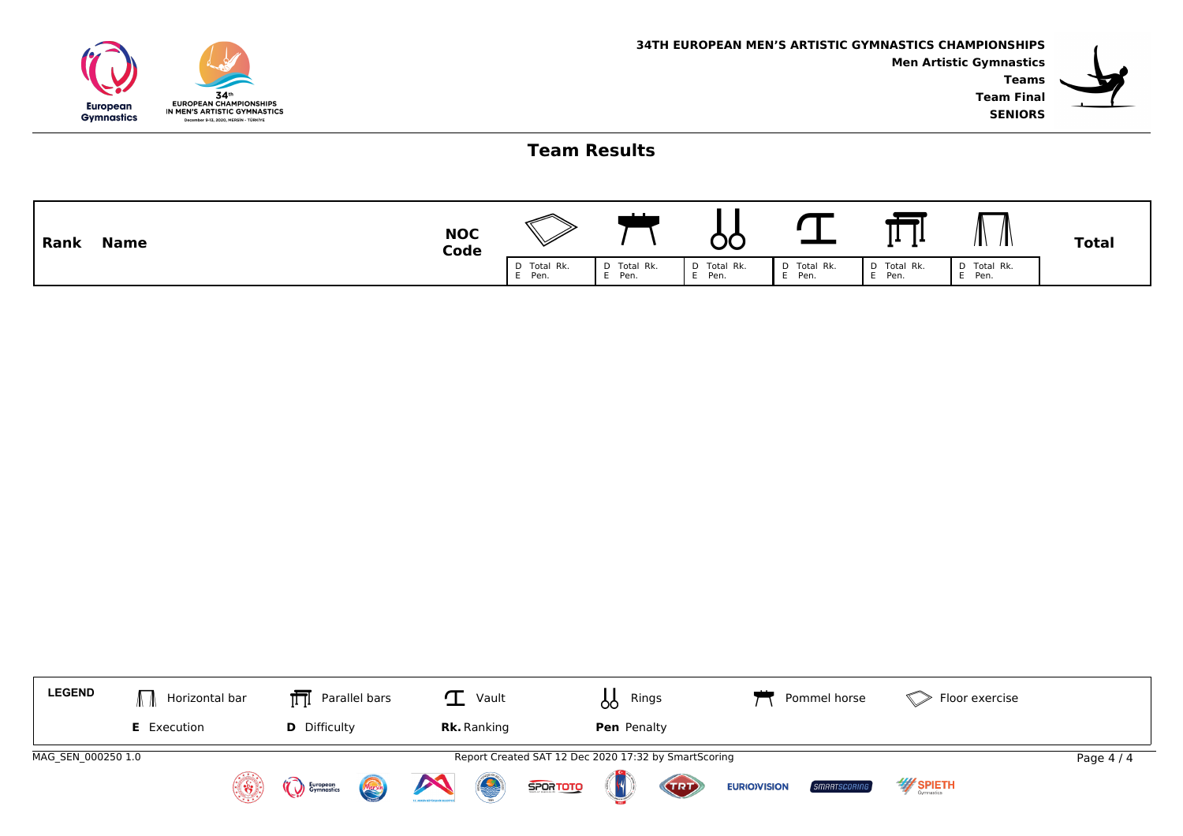**34TH EUROPEAN MEN'S ARTISTIC GYMNASTICS CHAMPIONSHIPS**
**Men Artistic Gymnastics**
**Teams**
**Team Final**
**SENIORS**

# Team Results

| Rank | Name | NOC Code | Floor exercise | Pommel horse | Rings | Vault | Parallel bars | Horizontal bar | Total |
|---|---|---|---|---|---|---|---|---|---|
| | | | D Total Rk. E Pen. | D Total Rk. E Pen. | D Total Rk. E Pen. | D Total Rk. E Pen. | D Total Rk. E Pen. | D Total Rk. E Pen. | |

| LEGEND | | | | | |
|---|---|---|---|---|---|
| Horizontal bar | Parallel bars | Vault | Rings | Pommel horse | Floor exercise |
| **E** Execution | **D** Difficulty | **Rk.** Ranking | **Pen** Penalty | | |

MAG_SEN_000250 1.0

Report Created SAT 12 Dec 2020 17:32 by SmartScoring